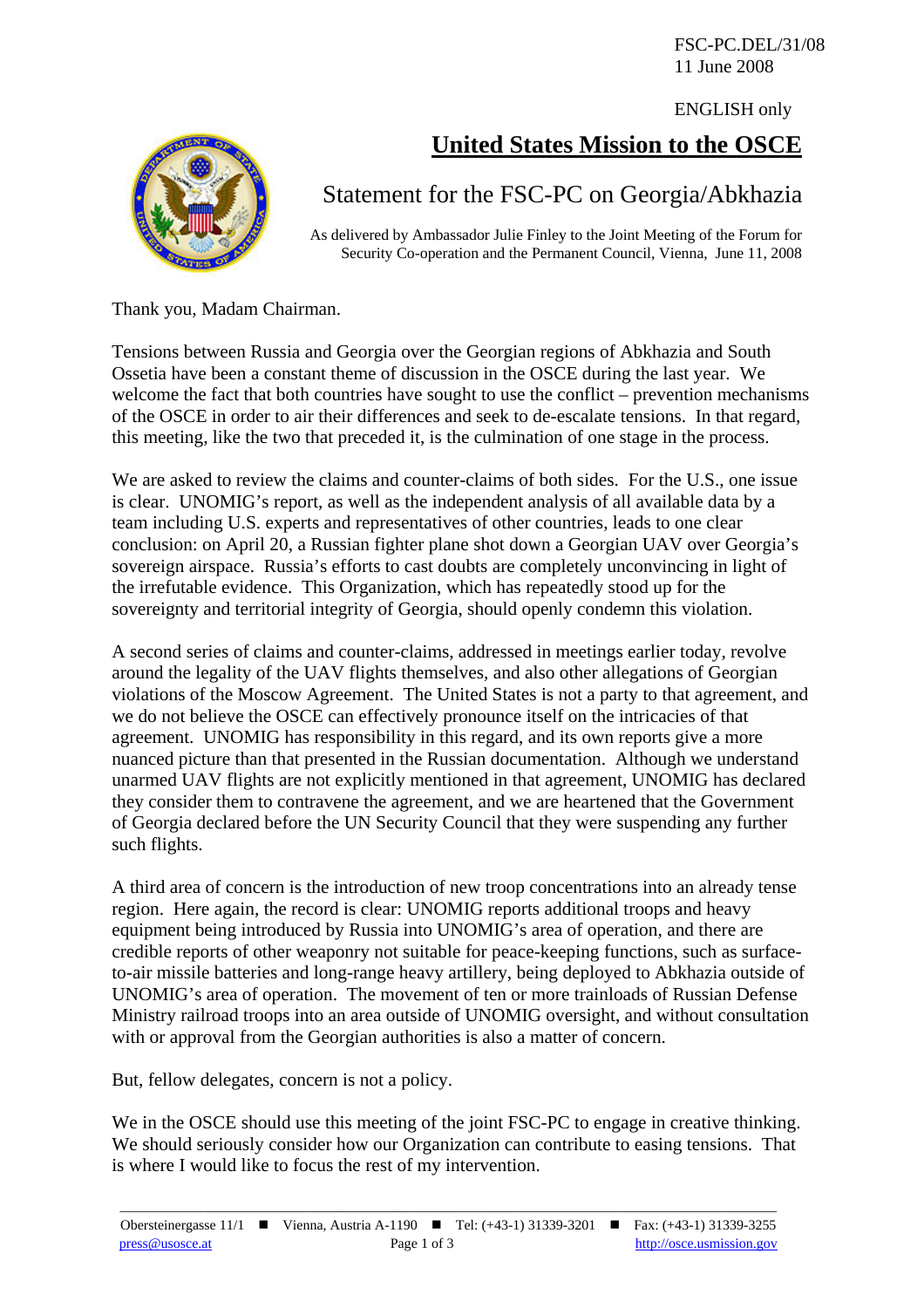FSC-PC.DEL/31/08
11 June 2008

ENGLISH only

# United States Mission to the OSCE

## Statement for the FSC-PC on Georgia/Abkhazia

As delivered by Ambassador Julie Finley to the Joint Meeting of the Forum for Security Co-operation and the Permanent Council, Vienna, June 11, 2008

Thank you, Madam Chairman.

Tensions between Russia and Georgia over the Georgian regions of Abkhazia and South Ossetia have been a constant theme of discussion in the OSCE during the last year. We welcome the fact that both countries have sought to use the conflict – prevention mechanisms of the OSCE in order to air their differences and seek to de-escalate tensions. In that regard, this meeting, like the two that preceded it, is the culmination of one stage in the process.

We are asked to review the claims and counter-claims of both sides. For the U.S., one issue is clear. UNOMIG's report, as well as the independent analysis of all available data by a team including U.S. experts and representatives of other countries, leads to one clear conclusion: on April 20, a Russian fighter plane shot down a Georgian UAV over Georgia's sovereign airspace. Russia's efforts to cast doubts are completely unconvincing in light of the irrefutable evidence. This Organization, which has repeatedly stood up for the sovereignty and territorial integrity of Georgia, should openly condemn this violation.

A second series of claims and counter-claims, addressed in meetings earlier today, revolve around the legality of the UAV flights themselves, and also other allegations of Georgian violations of the Moscow Agreement. The United States is not a party to that agreement, and we do not believe the OSCE can effectively pronounce itself on the intricacies of that agreement. UNOMIG has responsibility in this regard, and its own reports give a more nuanced picture than that presented in the Russian documentation. Although we understand unarmed UAV flights are not explicitly mentioned in that agreement, UNOMIG has declared they consider them to contravene the agreement, and we are heartened that the Government of Georgia declared before the UN Security Council that they were suspending any further such flights.

A third area of concern is the introduction of new troop concentrations into an already tense region. Here again, the record is clear: UNOMIG reports additional troops and heavy equipment being introduced by Russia into UNOMIG's area of operation, and there are credible reports of other weaponry not suitable for peace-keeping functions, such as surface-to-air missile batteries and long-range heavy artillery, being deployed to Abkhazia outside of UNOMIG's area of operation. The movement of ten or more trainloads of Russian Defense Ministry railroad troops into an area outside of UNOMIG oversight, and without consultation with or approval from the Georgian authorities is also a matter of concern.

But, fellow delegates, concern is not a policy.

We in the OSCE should use this meeting of the joint FSC-PC to engage in creative thinking. We should seriously consider how our Organization can contribute to easing tensions. That is where I would like to focus the rest of my intervention.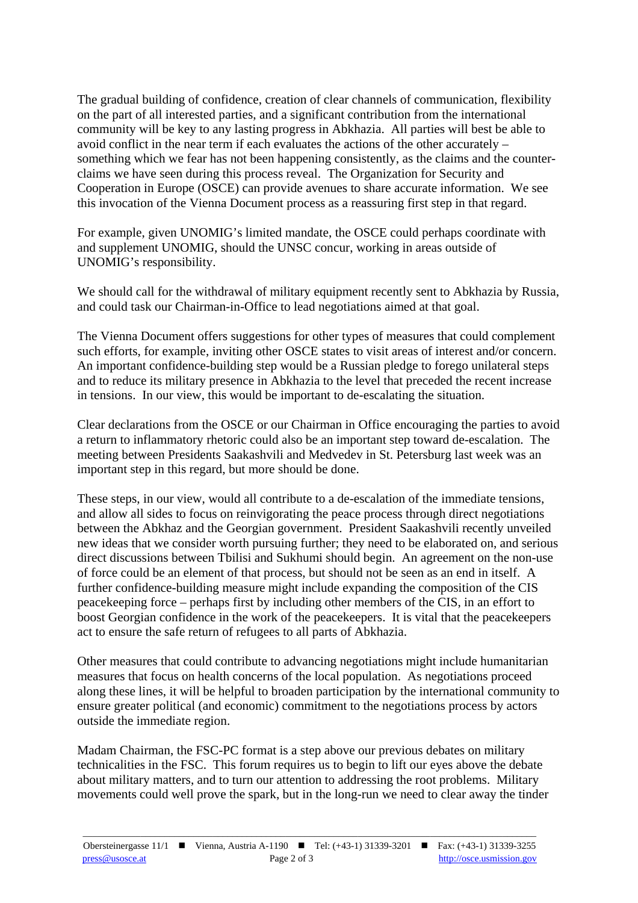The gradual building of confidence, creation of clear channels of communication, flexibility on the part of all interested parties, and a significant contribution from the international community will be key to any lasting progress in Abkhazia. All parties will best be able to avoid conflict in the near term if each evaluates the actions of the other accurately – something which we fear has not been happening consistently, as the claims and the counter-claims we have seen during this process reveal. The Organization for Security and Cooperation in Europe (OSCE) can provide avenues to share accurate information. We see this invocation of the Vienna Document process as a reassuring first step in that regard.

For example, given UNOMIG's limited mandate, the OSCE could perhaps coordinate with and supplement UNOMIG, should the UNSC concur, working in areas outside of UNOMIG's responsibility.

We should call for the withdrawal of military equipment recently sent to Abkhazia by Russia, and could task our Chairman-in-Office to lead negotiations aimed at that goal.

The Vienna Document offers suggestions for other types of measures that could complement such efforts, for example, inviting other OSCE states to visit areas of interest and/or concern. An important confidence-building step would be a Russian pledge to forego unilateral steps and to reduce its military presence in Abkhazia to the level that preceded the recent increase in tensions. In our view, this would be important to de-escalating the situation.

Clear declarations from the OSCE or our Chairman in Office encouraging the parties to avoid a return to inflammatory rhetoric could also be an important step toward de-escalation. The meeting between Presidents Saakashvili and Medvedev in St. Petersburg last week was an important step in this regard, but more should be done.

These steps, in our view, would all contribute to a de-escalation of the immediate tensions, and allow all sides to focus on reinvigorating the peace process through direct negotiations between the Abkhaz and the Georgian government. President Saakashvili recently unveiled new ideas that we consider worth pursuing further; they need to be elaborated on, and serious direct discussions between Tbilisi and Sukhumi should begin. An agreement on the non-use of force could be an element of that process, but should not be seen as an end in itself. A further confidence-building measure might include expanding the composition of the CIS peacekeeping force – perhaps first by including other members of the CIS, in an effort to boost Georgian confidence in the work of the peacekeepers. It is vital that the peacekeepers act to ensure the safe return of refugees to all parts of Abkhazia.

Other measures that could contribute to advancing negotiations might include humanitarian measures that focus on health concerns of the local population. As negotiations proceed along these lines, it will be helpful to broaden participation by the international community to ensure greater political (and economic) commitment to the negotiations process by actors outside the immediate region.

Madam Chairman, the FSC-PC format is a step above our previous debates on military technicalities in the FSC. This forum requires us to begin to lift our eyes above the debate about military matters, and to turn our attention to addressing the root problems. Military movements could well prove the spark, but in the long-run we need to clear away the tinder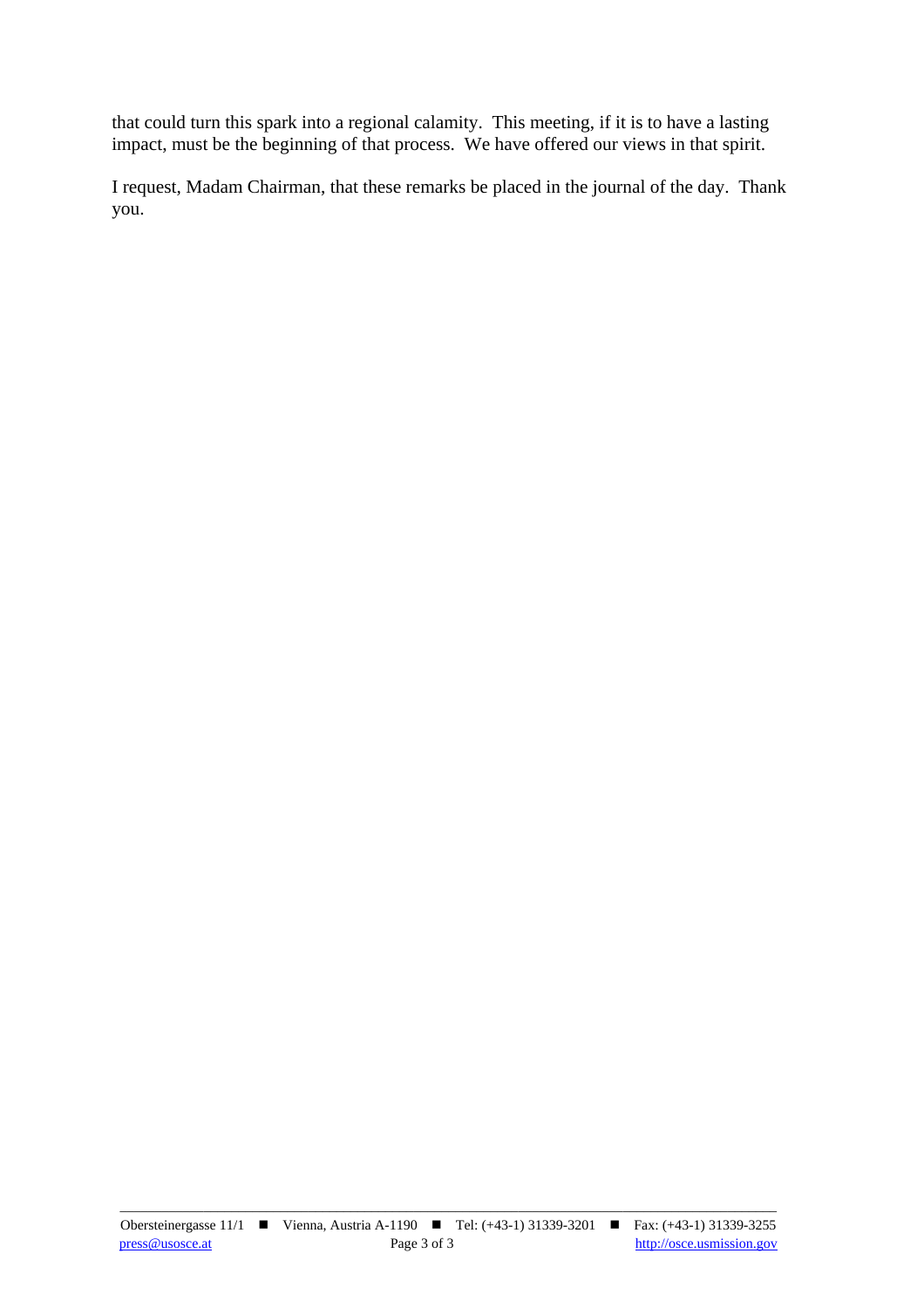that could turn this spark into a regional calamity. This meeting, if it is to have a lasting impact, must be the beginning of that process. We have offered our views in that spirit.

I request, Madam Chairman, that these remarks be placed in the journal of the day. Thank you.